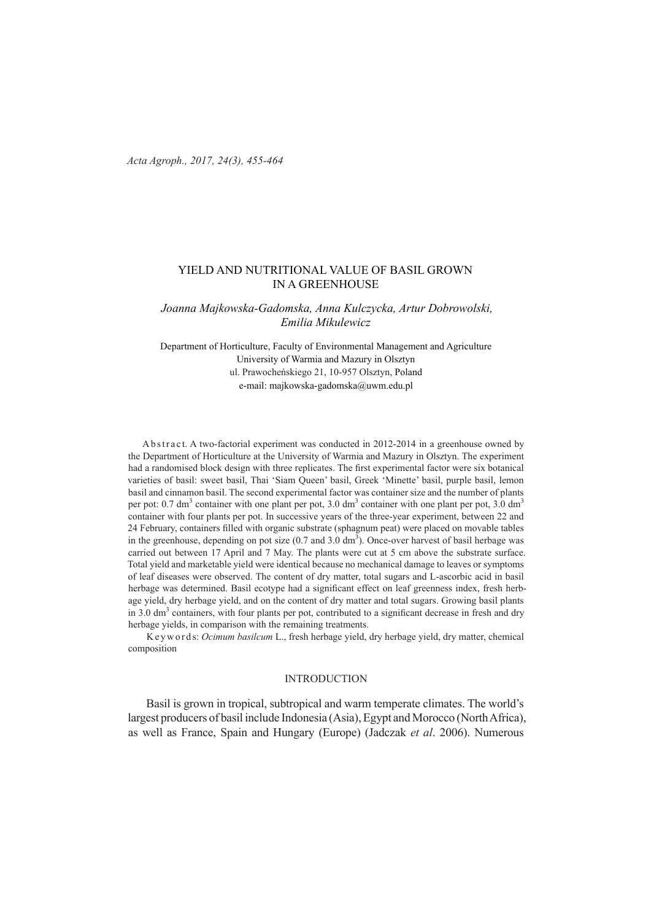# YIELD AND NUTRITIONAL VALUE OF BASIL GROWN IN A GREENHOUSE

*Joanna Majkowska-Gadomska, Anna Kulczycka, Artur Dobrowolski, Emilia Mikulewicz*

Department of Horticulture, Faculty of Environmental Management and Agriculture
University of Warmia and Mazury in Olsztyn
ul. Prawocheńskiego 21, 10-957 Olsztyn, Poland
e-mail: majkowska-gadomska@uwm.edu.pl

**Abstract.** A two-factorial experiment was conducted in 2012-2014 in a greenhouse owned by the Department of Horticulture at the University of Warmia and Mazury in Olsztyn. The experiment had a randomised block design with three replicates. The first experimental factor were six botanical varieties of basil: sweet basil, Thai 'Siam Queen' basil, Greek 'Minette' basil, purple basil, lemon basil and cinnamon basil. The second experimental factor was container size and the number of plants per pot: 0.7 $dm^3$ container with one plant per pot, 3.0 $dm^3$ container with one plant per pot, 3.0 $dm^3$ container with four plants per pot. In successive years of the three-year experiment, between 22 and 24 February, containers filled with organic substrate (sphagnum peat) were placed on movable tables in the greenhouse, depending on pot size (0.7 and 3.0 $dm^3$). Once-over harvest of basil herbage was carried out between 17 April and 7 May. The plants were cut at 5 cm above the substrate surface. Total yield and marketable yield were identical because no mechanical damage to leaves or symptoms of leaf diseases were observed. The content of dry matter, total sugars and L-ascorbic acid in basil herbage was determined. Basil ecotype had a significant effect on leaf greenness index, fresh herbage yield, dry herbage yield, and on the content of dry matter and total sugars. Growing basil plants in 3.0 $dm^3$ containers, with four plants per pot, contributed to a significant decrease in fresh and dry herbage yields, in comparison with the remaining treatments.

**Keywords:** *Ocimum basilcum* L., fresh herbage yield, dry herbage yield, dry matter, chemical composition

## INTRODUCTION

Basil is grown in tropical, subtropical and warm temperate climates. The world's largest producers of basil include Indonesia (Asia), Egypt and Morocco (North Africa), as well as France, Spain and Hungary (Europe) (Jadczak *et al*. 2006). Numerous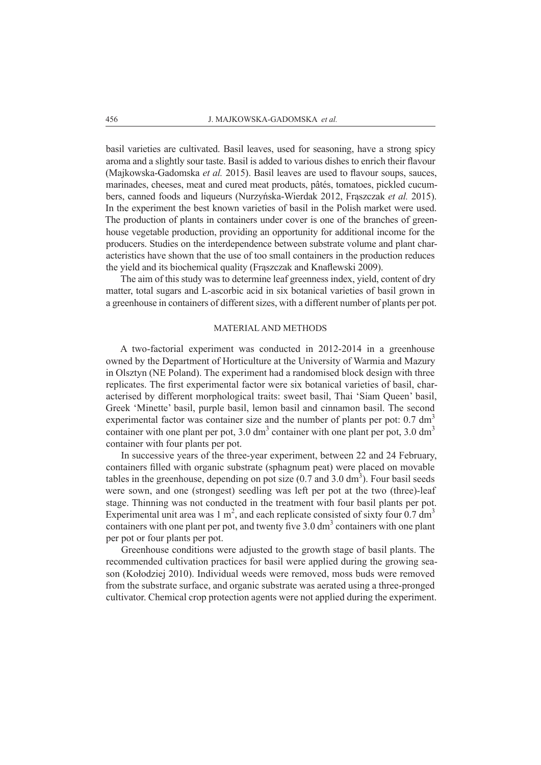basil varieties are cultivated. Basil leaves, used for seasoning, have a strong spicy aroma and a slightly sour taste. Basil is added to various dishes to enrich their flavour (Majkowska-Gadomska *et al.* 2015). Basil leaves are used to flavour soups, sauces, marinades, cheeses, meat and cured meat products, pâtés, tomatoes, pickled cucumbers, canned foods and liqueurs (Nurzyńska-Wierdak 2012, Frąszczak *et al.* 2015). In the experiment the best known varieties of basil in the Polish market were used. The production of plants in containers under cover is one of the branches of greenhouse vegetable production, providing an opportunity for additional income for the producers. Studies on the interdependence between substrate volume and plant characteristics have shown that the use of too small containers in the production reduces the yield and its biochemical quality (Frąszczak and Knaflewski 2009).

The aim of this study was to determine leaf greenness index, yield, content of dry matter, total sugars and L-ascorbic acid in six botanical varieties of basil grown in a greenhouse in containers of different sizes, with a different number of plants per pot.

## MATERIAL AND METHODS

A two-factorial experiment was conducted in 2012-2014 in a greenhouse owned by the Department of Horticulture at the University of Warmia and Mazury in Olsztyn (NE Poland). The experiment had a randomised block design with three replicates. The first experimental factor were six botanical varieties of basil, characterised by different morphological traits: sweet basil, Thai 'Siam Queen' basil, Greek 'Minette' basil, purple basil, lemon basil and cinnamon basil. The second experimental factor was container size and the number of plants per pot: 0.7 $dm^3$ container with one plant per pot, 3.0 $dm^3$ container with one plant per pot, 3.0 $dm^3$ container with four plants per pot.

In successive years of the three-year experiment, between 22 and 24 February, containers filled with organic substrate (sphagnum peat) were placed on movable tables in the greenhouse, depending on pot size (0.7 and 3.0 $dm^3$). Four basil seeds were sown, and one (strongest) seedling was left per pot at the two (three)-leaf stage. Thinning was not conducted in the treatment with four basil plants per pot. Experimental unit area was 1 $m^2$, and each replicate consisted of sixty four 0.7 $dm^3$ containers with one plant per pot, and twenty five 3.0 $dm^3$ containers with one plant per pot or four plants per pot.

Greenhouse conditions were adjusted to the growth stage of basil plants. The recommended cultivation practices for basil were applied during the growing season (Kołodziej 2010). Individual weeds were removed, moss buds were removed from the substrate surface, and organic substrate was aerated using a three-pronged cultivator. Chemical crop protection agents were not applied during the experiment.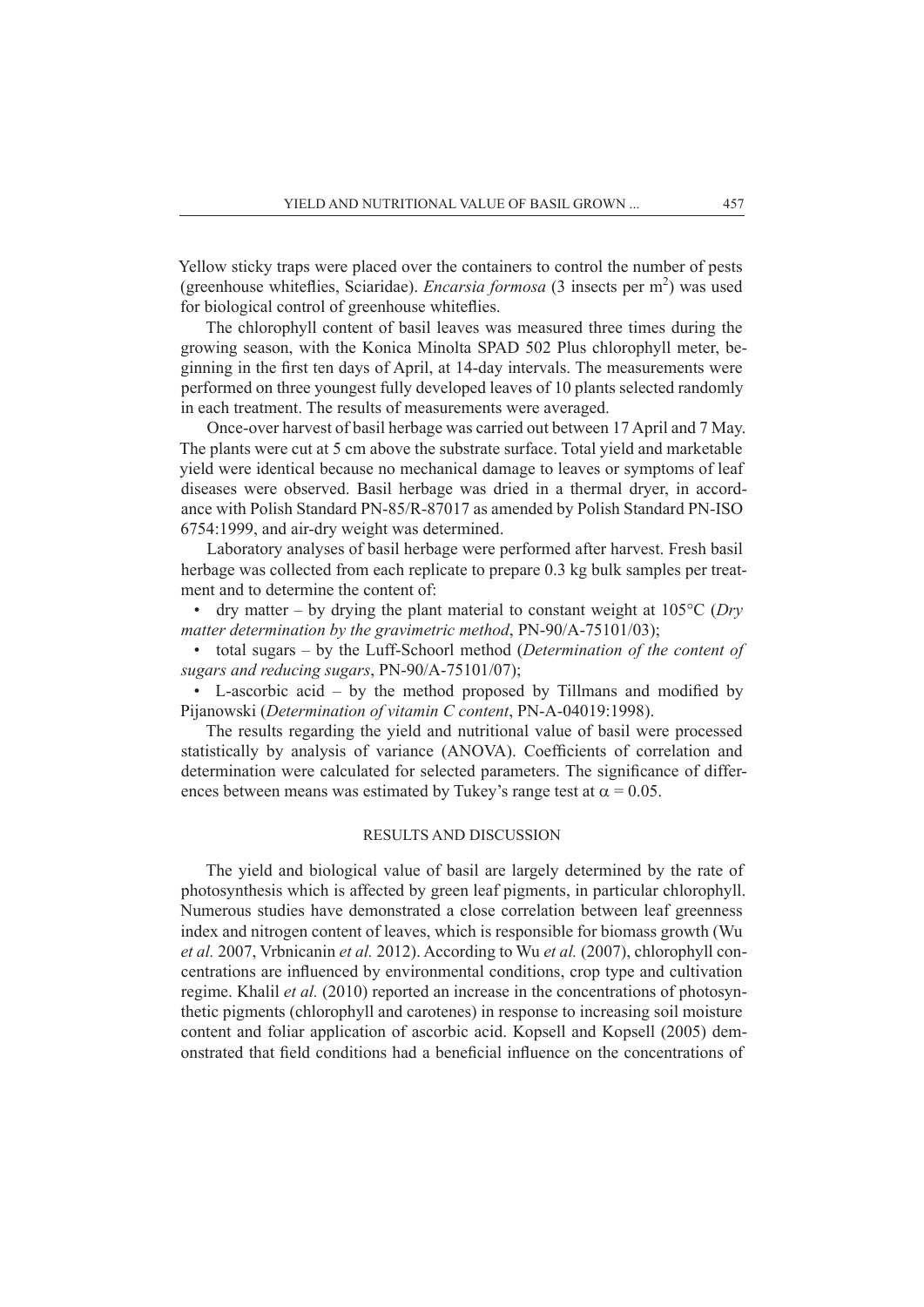Yellow sticky traps were placed over the containers to control the number of pests (greenhouse whiteflies, Sciaridae). *Encarsia formosa* (3 insects per $m^2$) was used for biological control of greenhouse whiteflies.

The chlorophyll content of basil leaves was measured three times during the growing season, with the Konica Minolta SPAD 502 Plus chlorophyll meter, beginning in the first ten days of April, at 14-day intervals. The measurements were performed on three youngest fully developed leaves of 10 plants selected randomly in each treatment. The results of measurements were averaged.

Once-over harvest of basil herbage was carried out between 17 April and 7 May. The plants were cut at 5 cm above the substrate surface. Total yield and marketable yield were identical because no mechanical damage to leaves or symptoms of leaf diseases were observed. Basil herbage was dried in a thermal dryer, in accordance with Polish Standard PN-85/R-87017 as amended by Polish Standard PN-ISO 6754:1999, and air-dry weight was determined.

Laboratory analyses of basil herbage were performed after harvest. Fresh basil herbage was collected from each replicate to prepare 0.3 kg bulk samples per treatment and to determine the content of:

- dry matter – by drying the plant material to constant weight at 105°C (*Dry matter determination by the gravimetric method*, PN-90/A-75101/03);
- total sugars – by the Luff-Schoorl method (*Determination of the content of sugars and reducing sugars*, PN-90/A-75101/07);
- L-ascorbic acid – by the method proposed by Tillmans and modified by Pijanowski (*Determination of vitamin C content*, PN-A-04019:1998).

The results regarding the yield and nutritional value of basil were processed statistically by analysis of variance (ANOVA). Coefficients of correlation and determination were calculated for selected parameters. The significance of differences between means was estimated by Tukey's range test at $\alpha = 0.05$.

## RESULTS AND DISCUSSION

The yield and biological value of basil are largely determined by the rate of photosynthesis which is affected by green leaf pigments, in particular chlorophyll. Numerous studies have demonstrated a close correlation between leaf greenness index and nitrogen content of leaves, which is responsible for biomass growth (Wu *et al.* 2007, Vrbnicanin *et al.* 2012). According to Wu *et al.* (2007), chlorophyll concentrations are influenced by environmental conditions, crop type and cultivation regime. Khalil *et al.* (2010) reported an increase in the concentrations of photosynthetic pigments (chlorophyll and carotenes) in response to increasing soil moisture content and foliar application of ascorbic acid. Kopsell and Kopsell (2005) demonstrated that field conditions had a beneficial influence on the concentrations of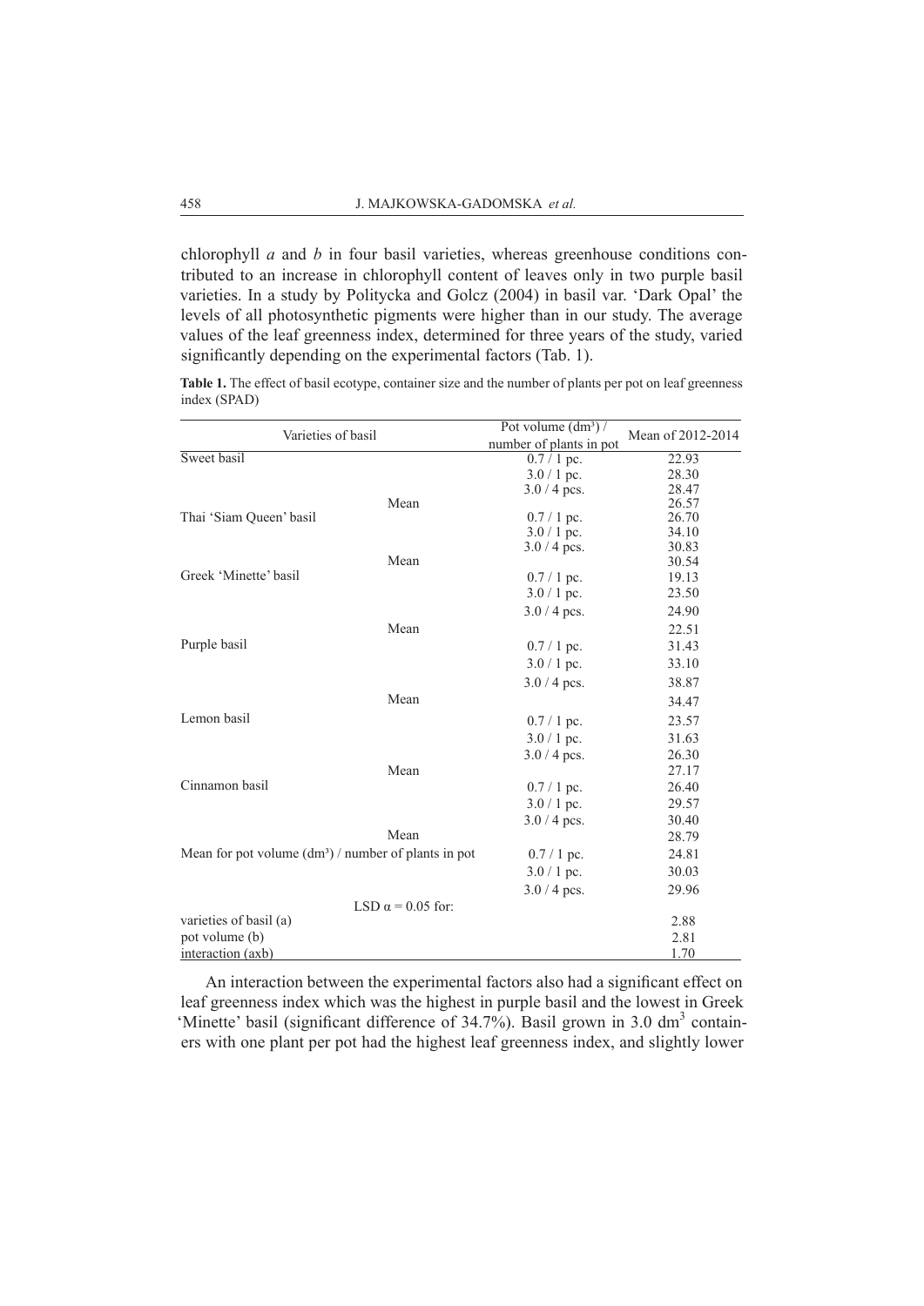chlorophyll *a* and *b* in four basil varieties, whereas greenhouse conditions contributed to an increase in chlorophyll content of leaves only in two purple basil varieties. In a study by Politycka and Golcz (2004) in basil var. 'Dark Opal' the levels of all photosynthetic pigments were higher than in our study. The average values of the leaf greenness index, determined for three years of the study, varied significantly depending on the experimental factors (Tab. 1).

**Table 1.** The effect of basil ecotype, container size and the number of plants per pot on leaf greenness index (SPAD)

| Varieties of basil | Pot volume ($dm^3$) / number of plants in pot | Mean of 2012-2014 |
|---|---|---|
| Sweet basil | 0.7 / 1 pc. | 22.93 |
| | 3.0 / 1 pc. | 28.30 |
| | 3.0 / 4 pcs. | 28.47 |
| Mean | | 26.57 |
| Thai 'Siam Queen' basil | 0.7 / 1 pc. | 26.70 |
| | 3.0 / 1 pc. | 34.10 |
| | 3.0 / 4 pcs. | 30.83 |
| Mean | | 30.54 |
| Greek 'Minette' basil | 0.7 / 1 pc. | 19.13 |
| | 3.0 / 1 pc. | 23.50 |
| | 3.0 / 4 pcs. | 24.90 |
| Mean | | 22.51 |
| Purple basil | 0.7 / 1 pc. | 31.43 |
| | 3.0 / 1 pc. | 33.10 |
| | 3.0 / 4 pcs. | 38.87 |
| Mean | | 34.47 |
| Lemon basil | 0.7 / 1 pc. | 23.57 |
| | 3.0 / 1 pc. | 31.63 |
| | 3.0 / 4 pcs. | 26.30 |
| Mean | | 27.17 |
| Cinnamon basil | 0.7 / 1 pc. | 26.40 |
| | 3.0 / 1 pc. | 29.57 |
| | 3.0 / 4 pcs. | 30.40 |
| Mean | | 28.79 |
| Mean for pot volume ($dm^3$) / number of plants in pot | 0.7 / 1 pc. | 24.81 |
| | 3.0 / 1 pc. | 30.03 |
| | 3.0 / 4 pcs. | 29.96 |
| LSD $\alpha = 0.05$ for: | | |
| varieties of basil (a) | | 2.88 |
| pot volume (b) | | 2.81 |
| interaction (axb) | | 1.70 |

An interaction between the experimental factors also had a significant effect on leaf greenness index which was the highest in purple basil and the lowest in Greek 'Minette' basil (significant difference of 34.7%). Basil grown in 3.0 $dm^3$ containers with one plant per pot had the highest leaf greenness index, and slightly lower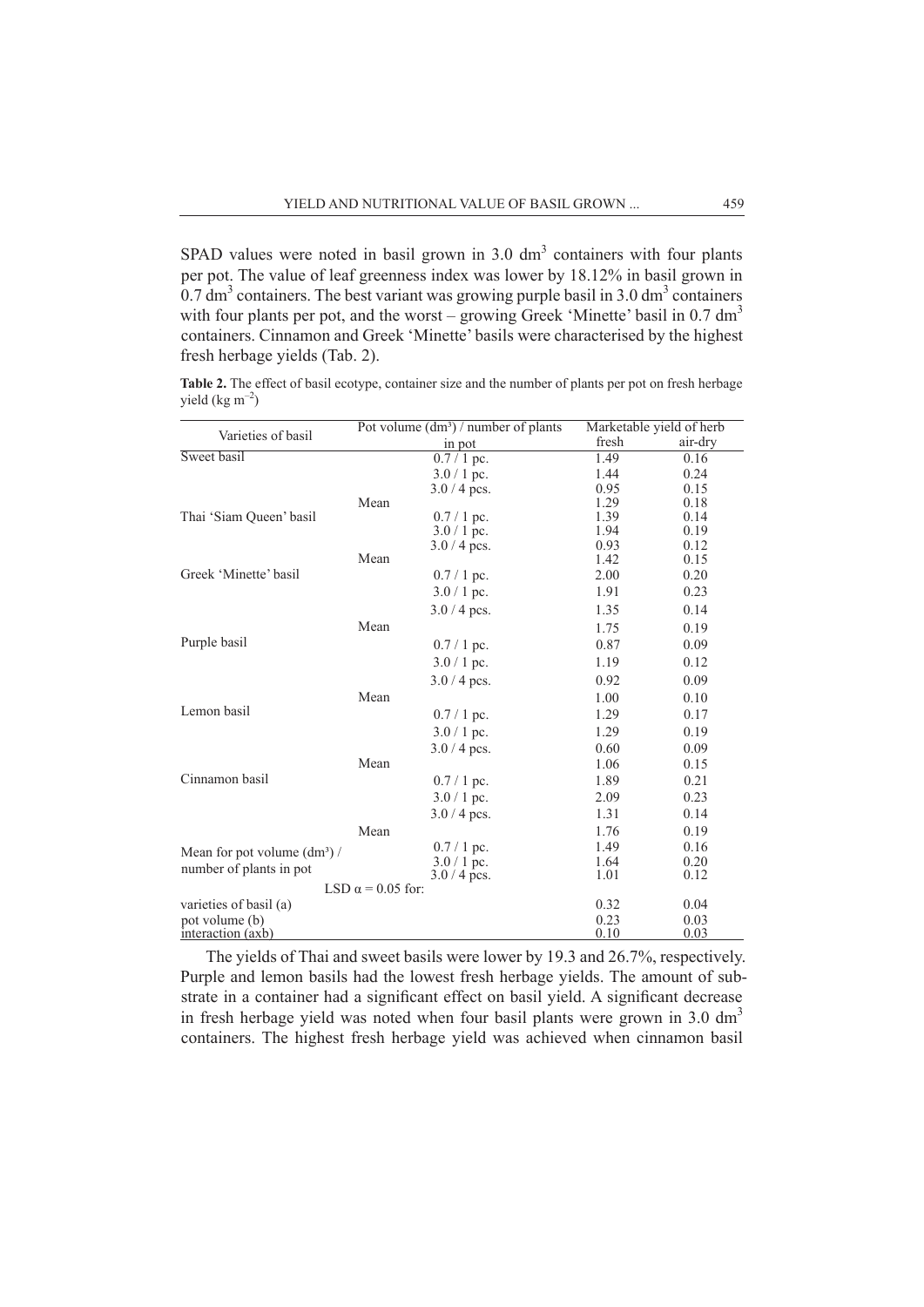SPAD values were noted in basil grown in 3.0 dm$^3$ containers with four plants per pot. The value of leaf greenness index was lower by 18.12% in basil grown in 0.7 dm$^3$ containers. The best variant was growing purple basil in 3.0 dm$^3$ containers with four plants per pot, and the worst – growing Greek 'Minette' basil in 0.7 dm$^3$ containers. Cinnamon and Greek 'Minette' basils were characterised by the highest fresh herbage yields (Tab. 2).

**Table 2.** The effect of basil ecotype, container size and the number of plants per pot on fresh herbage yield (kg m$^{-2}$)

| Varieties of basil | Pot volume (dm³) / number of plants in pot | Marketable yield of herb | |
|---|---|---|---|
| | | fresh | air-dry |
| Sweet basil | 0.7 / 1 pc. | 1.49 | 0.16 |
| | 3.0 / 1 pc. | 1.44 | 0.24 |
| | 3.0 / 4 pcs. | 0.95 | 0.15 |
| | Mean | 1.29 | 0.18 |
| Thai 'Siam Queen' basil | 0.7 / 1 pc. | 1.39 | 0.14 |
| | 3.0 / 1 pc. | 1.94 | 0.19 |
| | 3.0 / 4 pcs. | 0.93 | 0.12 |
| | Mean | 1.42 | 0.15 |
| Greek 'Minette' basil | 0.7 / 1 pc. | 2.00 | 0.20 |
| | 3.0 / 1 pc. | 1.91 | 0.23 |
| | 3.0 / 4 pcs. | 1.35 | 0.14 |
| | Mean | 1.75 | 0.19 |
| Purple basil | 0.7 / 1 pc. | 0.87 | 0.09 |
| | 3.0 / 1 pc. | 1.19 | 0.12 |
| | 3.0 / 4 pcs. | 0.92 | 0.09 |
| | Mean | 1.00 | 0.10 |
| Lemon basil | 0.7 / 1 pc. | 1.29 | 0.17 |
| | 3.0 / 1 pc. | 1.29 | 0.19 |
| | 3.0 / 4 pcs. | 0.60 | 0.09 |
| | Mean | 1.06 | 0.15 |
| Cinnamon basil | 0.7 / 1 pc. | 1.89 | 0.21 |
| | 3.0 / 1 pc. | 2.09 | 0.23 |
| | 3.0 / 4 pcs. | 1.31 | 0.14 |
| | Mean | 1.76 | 0.19 |
| Mean for pot volume (dm³) / number of plants in pot | 0.7 / 1 pc. | 1.49 | 0.16 |
| | 3.0 / 1 pc. | 1.64 | 0.20 |
| | 3.0 / 4 pcs. | 1.01 | 0.12 |
| LSD $\alpha = 0.05$ for: | | | |
| varieties of basil (a) | | 0.32 | 0.04 |
| pot volume (b) | | 0.23 | 0.03 |
| interaction (axb) | | 0.10 | 0.03 |

The yields of Thai and sweet basils were lower by 19.3 and 26.7%, respectively. Purple and lemon basils had the lowest fresh herbage yields. The amount of substrate in a container had a significant effect on basil yield. A significant decrease in fresh herbage yield was noted when four basil plants were grown in 3.0 dm$^3$ containers. The highest fresh herbage yield was achieved when cinnamon basil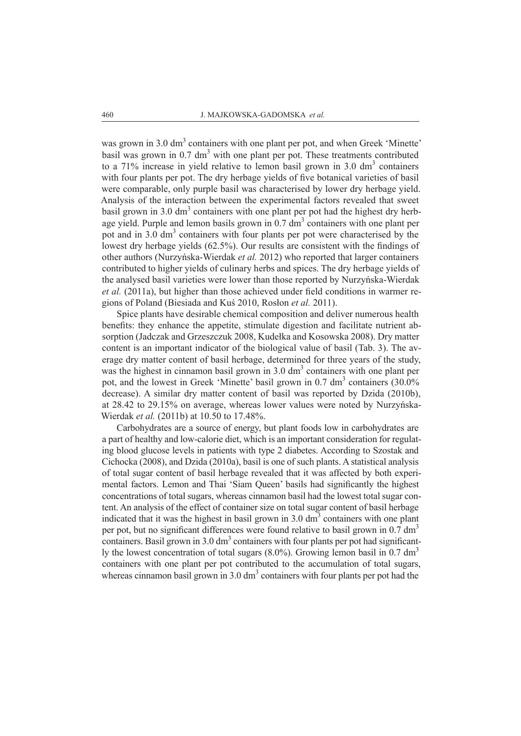was grown in 3.0 $dm^3$ containers with one plant per pot, and when Greek 'Minette' basil was grown in 0.7 $dm^3$ with one plant per pot. These treatments contributed to a 71% increase in yield relative to lemon basil grown in 3.0 $dm^3$ containers with four plants per pot. The dry herbage yields of five botanical varieties of basil were comparable, only purple basil was characterised by lower dry herbage yield. Analysis of the interaction between the experimental factors revealed that sweet basil grown in 3.0 $dm^3$ containers with one plant per pot had the highest dry herbage yield. Purple and lemon basils grown in 0.7 $dm^3$ containers with one plant per pot and in 3.0 $dm^3$ containers with four plants per pot were characterised by the lowest dry herbage yields (62.5%). Our results are consistent with the findings of other authors (Nurzyńska-Wierdak *et al.* 2012) who reported that larger containers contributed to higher yields of culinary herbs and spices. The dry herbage yields of the analysed basil varieties were lower than those reported by Nurzyńska-Wierdak *et al.* (2011a), but higher than those achieved under field conditions in warmer regions of Poland (Biesiada and Kuś 2010, Rosłon *et al.* 2011).

Spice plants have desirable chemical composition and deliver numerous health benefits: they enhance the appetite, stimulate digestion and facilitate nutrient absorption (Jadczak and Grzeszczuk 2008, Kudełka and Kosowska 2008). Dry matter content is an important indicator of the biological value of basil (Tab. 3). The average dry matter content of basil herbage, determined for three years of the study, was the highest in cinnamon basil grown in 3.0 $dm^3$ containers with one plant per pot, and the lowest in Greek 'Minette' basil grown in 0.7 $dm^3$ containers (30.0% decrease). A similar dry matter content of basil was reported by Dzida (2010b), at 28.42 to 29.15% on average, whereas lower values were noted by Nurzyńska-Wierdak *et al.* (2011b) at 10.50 to 17.48%.

Carbohydrates are a source of energy, but plant foods low in carbohydrates are a part of healthy and low-calorie diet, which is an important consideration for regulating blood glucose levels in patients with type 2 diabetes. According to Szostak and Cichocka (2008), and Dzida (2010a), basil is one of such plants. A statistical analysis of total sugar content of basil herbage revealed that it was affected by both experimental factors. Lemon and Thai 'Siam Queen' basils had significantly the highest concentrations of total sugars, whereas cinnamon basil had the lowest total sugar content. An analysis of the effect of container size on total sugar content of basil herbage indicated that it was the highest in basil grown in 3.0 $dm^3$ containers with one plant per pot, but no significant differences were found relative to basil grown in 0.7 $dm^3$ containers. Basil grown in 3.0 $dm^3$ containers with four plants per pot had significantly the lowest concentration of total sugars (8.0%). Growing lemon basil in 0.7 $dm^3$ containers with one plant per pot contributed to the accumulation of total sugars, whereas cinnamon basil grown in 3.0 $dm^3$ containers with four plants per pot had the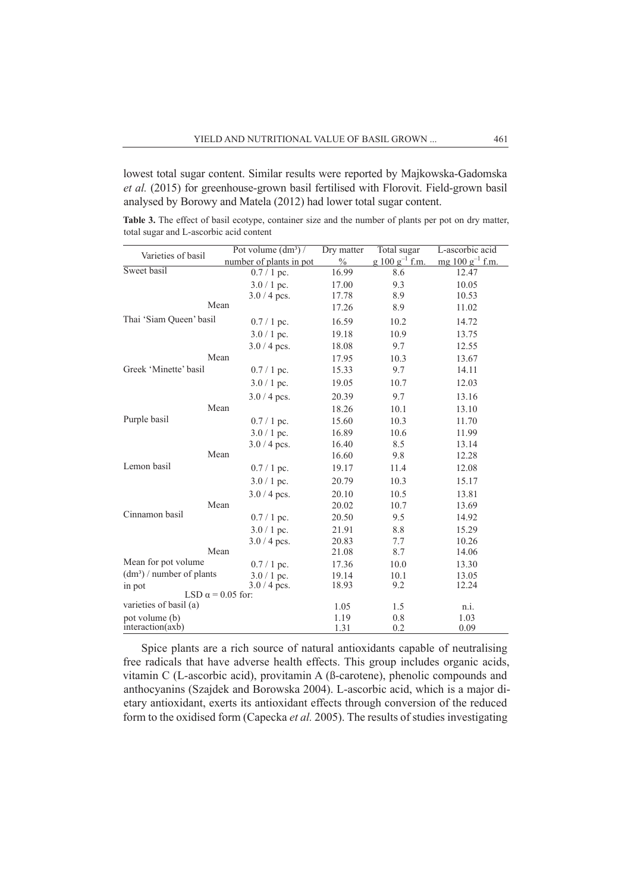lowest total sugar content. Similar results were reported by Majkowska-Gadomska *et al.* (2015) for greenhouse-grown basil fertilised with Florovit. Field-grown basil analysed by Borowy and Matela (2012) had lower total sugar content.

**Table 3.** The effect of basil ecotype, container size and the number of plants per pot on dry matter, total sugar and L-ascorbic acid content

| Varieties of basil | Pot volume (dm³) / number of plants in pot | Dry matter % | Total sugar g 100 $g^{-1}$ f.m. | L-ascorbic acid mg 100 $g^{-1}$ f.m. |
|---|---|---|---|---|
| Sweet basil | 0.7 / 1 pc. | 16.99 | 8.6 | 12.47 |
| | 3.0 / 1 pc. | 17.00 | 9.3 | 10.05 |
| | 3.0 / 4 pcs. | 17.78 | 8.9 | 10.53 |
| Mean | | 17.26 | 8.9 | 11.02 |
| Thai 'Siam Queen' basil | 0.7 / 1 pc. | 16.59 | 10.2 | 14.72 |
| | 3.0 / 1 pc. | 19.18 | 10.9 | 13.75 |
| | 3.0 / 4 pcs. | 18.08 | 9.7 | 12.55 |
| Mean | | 17.95 | 10.3 | 13.67 |
| Greek 'Minette' basil | 0.7 / 1 pc. | 15.33 | 9.7 | 14.11 |
| | 3.0 / 1 pc. | 19.05 | 10.7 | 12.03 |
| | 3.0 / 4 pcs. | 20.39 | 9.7 | 13.16 |
| Mean | | 18.26 | 10.1 | 13.10 |
| Purple basil | 0.7 / 1 pc. | 15.60 | 10.3 | 11.70 |
| | 3.0 / 1 pc. | 16.89 | 10.6 | 11.99 |
| | 3.0 / 4 pcs. | 16.40 | 8.5 | 13.14 |
| Mean | | 16.60 | 9.8 | 12.28 |
| Lemon basil | 0.7 / 1 pc. | 19.17 | 11.4 | 12.08 |
| | 3.0 / 1 pc. | 20.79 | 10.3 | 15.17 |
| | 3.0 / 4 pcs. | 20.10 | 10.5 | 13.81 |
| Mean | | 20.02 | 10.7 | 13.69 |
| Cinnamon basil | 0.7 / 1 pc. | 20.50 | 9.5 | 14.92 |
| | 3.0 / 1 pc. | 21.91 | 8.8 | 15.29 |
| | 3.0 / 4 pcs. | 20.83 | 7.7 | 10.26 |
| Mean | | 21.08 | 8.7 | 14.06 |
| Mean for pot volume (dm³) / number of plants in pot | 0.7 / 1 pc. | 17.36 | 10.0 | 13.30 |
| | 3.0 / 1 pc. | 19.14 | 10.1 | 13.05 |
| | 3.0 / 4 pcs. | 18.93 | 9.2 | 12.24 |
| LSD $\alpha = 0.05$ for: | | | | |
| varieties of basil (a) | | 1.05 | 1.5 | n.i. |
| pot volume (b) | | 1.19 | 0.8 | 1.03 |
| interaction(axb) | | 1.31 | 0.2 | 0.09 |

Spice plants are a rich source of natural antioxidants capable of neutralising free radicals that have adverse health effects. This group includes organic acids, vitamin C (L-ascorbic acid), provitamin A (ß-carotene), phenolic compounds and anthocyanins (Szajdek and Borowska 2004). L-ascorbic acid, which is a major dietary antioxidant, exerts its antioxidant effects through conversion of the reduced form to the oxidised form (Capecka *et al.* 2005). The results of studies investigating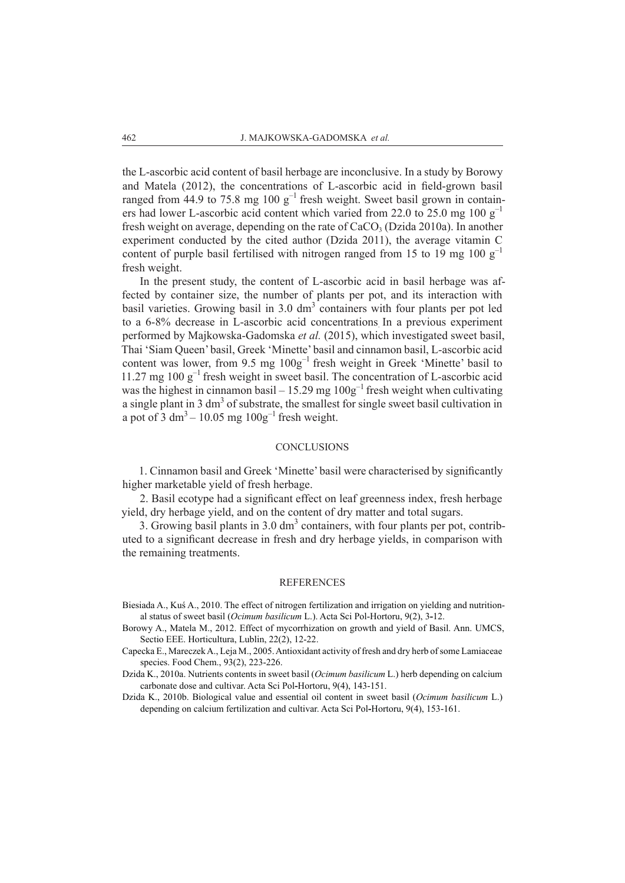the L-ascorbic acid content of basil herbage are inconclusive. In a study by Borowy and Matela (2012), the concentrations of L-ascorbic acid in field-grown basil ranged from 44.9 to 75.8 mg 100 $g^{-1}$ fresh weight. Sweet basil grown in containers had lower L-ascorbic acid content which varied from 22.0 to 25.0 mg 100 $g^{-1}$ fresh weight on average, depending on the rate of $CaCO_3$ (Dzida 2010a). In another experiment conducted by the cited author (Dzida 2011), the average vitamin C content of purple basil fertilised with nitrogen ranged from 15 to 19 mg 100 $g^{-1}$ fresh weight.

In the present study, the content of L-ascorbic acid in basil herbage was affected by container size, the number of plants per pot, and its interaction with basil varieties. Growing basil in 3.0 $dm^3$ containers with four plants per pot led to a 6-8% decrease in L-ascorbic acid concentrations. In a previous experiment performed by Majkowska-Gadomska *et al.* (2015), which investigated sweet basil, Thai 'Siam Queen' basil, Greek 'Minette' basil and cinnamon basil, L-ascorbic acid content was lower, from 9.5 mg $100g^{-1}$ fresh weight in Greek 'Minette' basil to 11.27 mg 100 $g^{-1}$ fresh weight in sweet basil. The concentration of L-ascorbic acid was the highest in cinnamon basil – 15.29 mg $100g^{-1}$ fresh weight when cultivating a single plant in 3 $dm^3$ of substrate, the smallest for single sweet basil cultivation in a pot of 3 $dm^3$ – 10.05 mg $100g^{-1}$ fresh weight.

## CONCLUSIONS

1. Cinnamon basil and Greek 'Minette' basil were characterised by significantly higher marketable yield of fresh herbage.

2. Basil ecotype had a significant effect on leaf greenness index, fresh herbage yield, dry herbage yield, and on the content of dry matter and total sugars.

3. Growing basil plants in 3.0 $dm^3$ containers, with four plants per pot, contributed to a significant decrease in fresh and dry herbage yields, in comparison with the remaining treatments.

## REFERENCES

Biesiada A., Kuś A., 2010. The effect of nitrogen fertilization and irrigation on yielding and nutritional status of sweet basil (*Ocimum basilicum* L.). Acta Sci Pol-Hortoru, 9(2), 3-12.

Borowy A., Matela M., 2012. Effect of mycorrhization on growth and yield of Basil. Ann. UMCS, Sectio EEE. Horticultura, Lublin, 22(2), 12-22.

Capecka E., Mareczek A., Leja M., 2005. Antioxidant activity of fresh and dry herb of some Lamiaceae species. Food Chem., 93(2), 223-226.

Dzida K., 2010a. Nutrients contents in sweet basil (*Ocimum basilicum* L.) herb depending on calcium carbonate dose and cultivar. Acta Sci Pol-Hortoru, 9(4), 143-151.

Dzida K., 2010b. Biological value and essential oil content in sweet basil (*Ocimum basilicum* L.) depending on calcium fertilization and cultivar. Acta Sci Pol-Hortoru, 9(4), 153-161.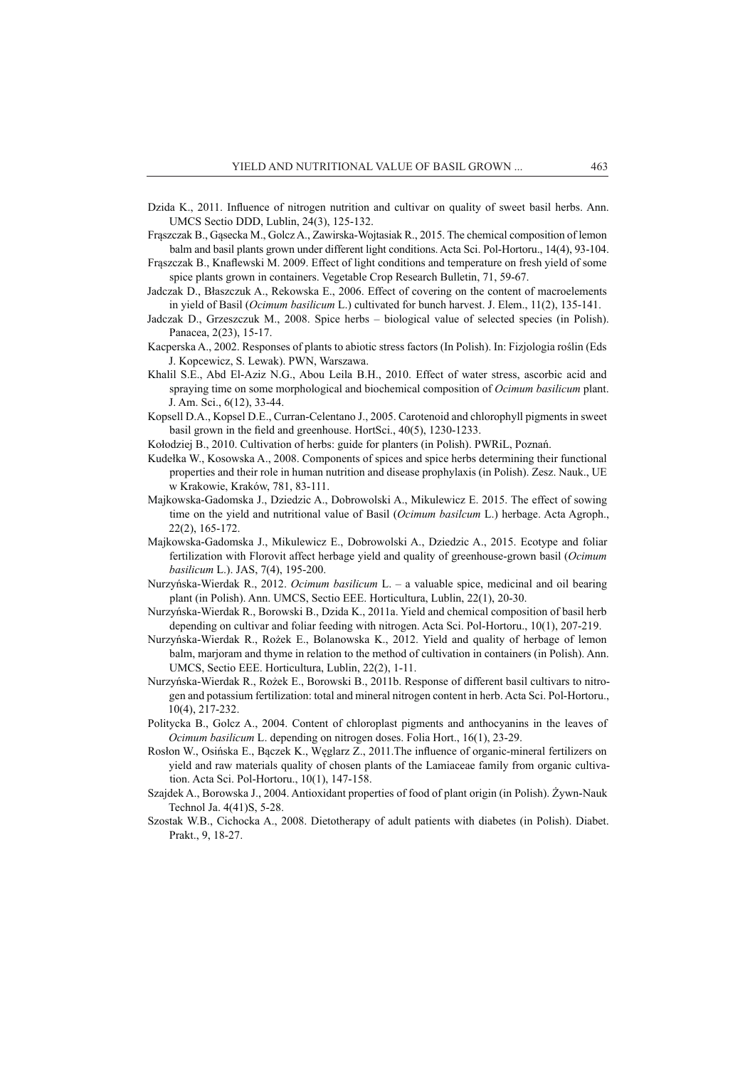Dzida K., 2011. Influence of nitrogen nutrition and cultivar on quality of sweet basil herbs. Ann. UMCS Sectio DDD, Lublin, 24(3), 125-132.

Frąszczak B., Gąsecka M., Golcz A., Zawirska-Wojtasiak R., 2015. The chemical composition of lemon balm and basil plants grown under different light conditions. Acta Sci. Pol-Hortoru., 14(4), 93-104.

Frąszczak B., Knaflewski M. 2009. Effect of light conditions and temperature on fresh yield of some spice plants grown in containers. Vegetable Crop Research Bulletin, 71, 59-67.

Jadczak D., Błaszczuk A., Rekowska E., 2006. Effect of covering on the content of macroelements in yield of Basil (*Ocimum basilicum* L.) cultivated for bunch harvest. J. Elem., 11(2), 135-141.

Jadczak D., Grzeszczuk M., 2008. Spice herbs – biological value of selected species (in Polish). Panacea, 2(23), 15-17.

Kacperska A., 2002. Responses of plants to abiotic stress factors (In Polish). In: Fizjologia roślin (Eds J. Kopcewicz, S. Lewak). PWN, Warszawa.

Khalil S.E., Abd El-Aziz N.G., Abou Leila B.H., 2010. Effect of water stress, ascorbic acid and spraying time on some morphological and biochemical composition of *Ocimum basilicum* plant. J. Am. Sci., 6(12), 33-44.

Kopsell D.A., Kopsel D.E., Curran-Celentano J., 2005. Carotenoid and chlorophyll pigments in sweet basil grown in the field and greenhouse. HortSci., 40(5), 1230-1233.

Kołodziej B., 2010. Cultivation of herbs: guide for planters (in Polish). PWRiL, Poznań.

Kudełka W., Kosowska A., 2008. Components of spices and spice herbs determining their functional properties and their role in human nutrition and disease prophylaxis (in Polish). Zesz. Nauk., UE w Krakowie, Kraków, 781, 83-111.

Majkowska-Gadomska J., Dziedzic A., Dobrowolski A., Mikulewicz E. 2015. The effect of sowing time on the yield and nutritional value of Basil (*Ocimum basilcum* L.) herbage. Acta Agroph., 22(2), 165-172.

Majkowska-Gadomska J., Mikulewicz E., Dobrowolski A., Dziedzic A., 2015. Ecotype and foliar fertilization with Florovit affect herbage yield and quality of greenhouse-grown basil (*Ocimum basilicum* L.). JAS, 7(4), 195-200.

Nurzyńska-Wierdak R., 2012. *Ocimum basilicum* L. – a valuable spice, medicinal and oil bearing plant (in Polish). Ann. UMCS, Sectio EEE. Horticultura, Lublin, 22(1), 20-30.

Nurzyńska-Wierdak R., Borowski B., Dzida K., 2011a. Yield and chemical composition of basil herb depending on cultivar and foliar feeding with nitrogen. Acta Sci. Pol-Hortoru., 10(1), 207-219.

Nurzyńska-Wierdak R., Rożek E., Bolanowska K., 2012. Yield and quality of herbage of lemon balm, marjoram and thyme in relation to the method of cultivation in containers (in Polish). Ann. UMCS, Sectio EEE. Horticultura, Lublin, 22(2), 1-11.

Nurzyńska-Wierdak R., Rożek E., Borowski B., 2011b. Response of different basil cultivars to nitrogen and potassium fertilization: total and mineral nitrogen content in herb. Acta Sci. Pol-Hortoru., 10(4), 217-232.

Politycka B., Golcz A., 2004. Content of chloroplast pigments and anthocyanins in the leaves of *Ocimum basilicum* L. depending on nitrogen doses. Folia Hort., 16(1), 23-29.

Rosłon W., Osińska E., Bączek K., Węglarz Z., 2011.The influence of organic-mineral fertilizers on yield and raw materials quality of chosen plants of the Lamiaceae family from organic cultivation. Acta Sci. Pol-Hortoru., 10(1), 147-158.

Szajdek A., Borowska J., 2004. Antioxidant properties of food of plant origin (in Polish). Żywn-Nauk Technol Ja. 4(41)S, 5-28.

Szostak W.B., Cichocka A., 2008. Dietotherapy of adult patients with diabetes (in Polish). Diabet. Prakt., 9, 18-27.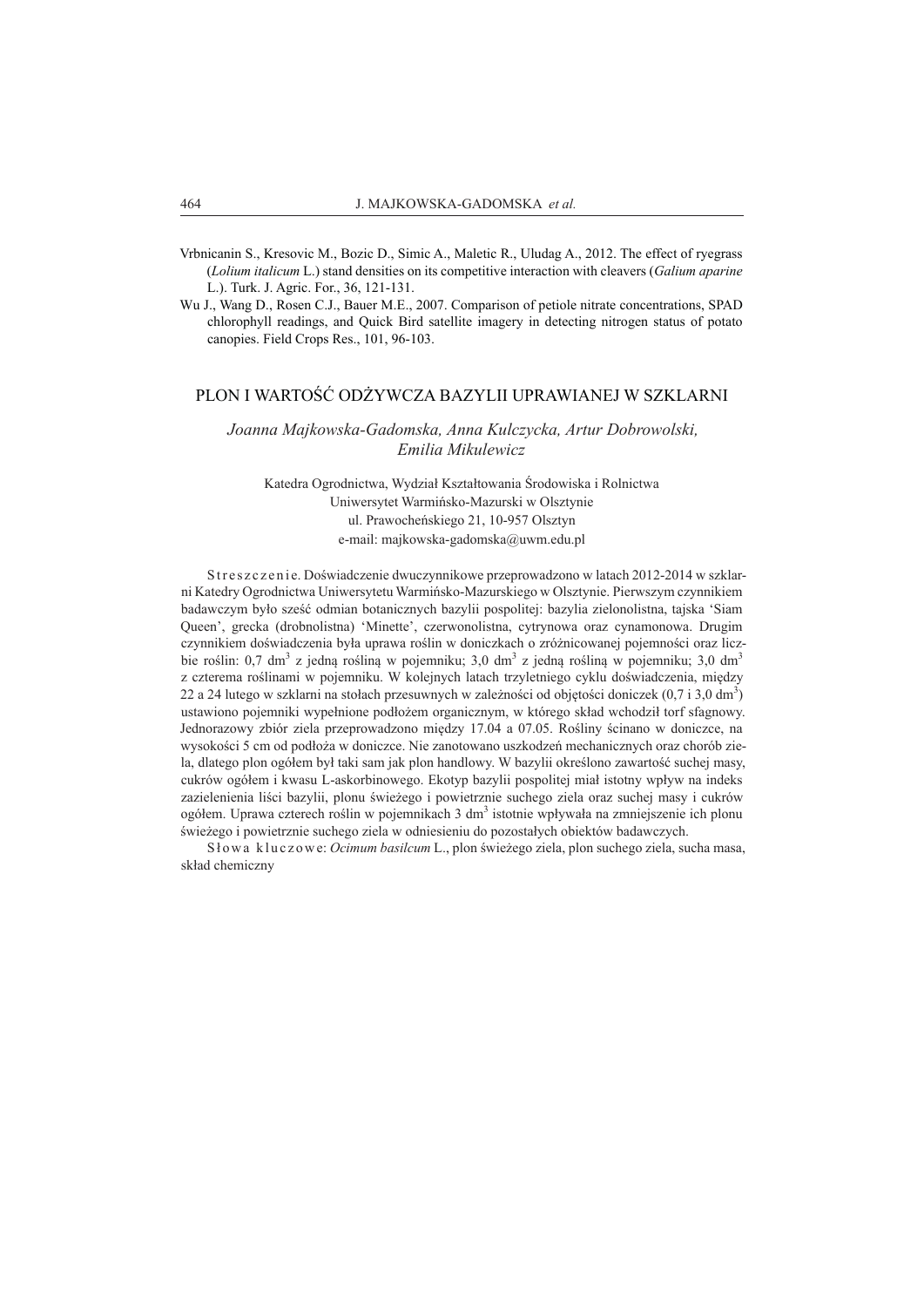Vrbnicanin S., Kresovic M., Bozic D., Simic A., Maletic R., Uludag A., 2012. The effect of ryegrass (*Lolium italicum* L.) stand densities on its competitive interaction with cleavers (*Galium aparine* L.). Turk. J. Agric. For., 36, 121-131.

Wu J., Wang D., Rosen C.J., Bauer M.E., 2007. Comparison of petiole nitrate concentrations, SPAD chlorophyll readings, and Quick Bird satellite imagery in detecting nitrogen status of potato canopies. Field Crops Res., 101, 96-103.

## PLON I WARTOŚĆ ODŻYWCZA BAZYLII UPRAWIANEJ W SZKLARNI

*Joanna Majkowska-Gadomska, Anna Kulczycka, Artur Dobrowolski, Emilia Mikulewicz*

Katedra Ogrodnictwa, Wydział Kształtowania Środowiska i Rolnictwa
Uniwersytet Warmińsko-Mazurski w Olsztynie
ul. Prawocheńskiego 21, 10-957 Olsztyn
e-mail: majkowska-gadomska@uwm.edu.pl

Streszczenie. Doświadczenie dwuczynnikowe przeprowadzono w latach 2012-2014 w szklarni Katedry Ogrodnictwa Uniwersytetu Warmińsko-Mazurskiego w Olsztynie. Pierwszym czynnikiem badawczym było sześć odmian botanicznych bazylii pospolitej: bazylia zielonolistna, tajska 'Siam Queen', grecka (drobnolistna) 'Minette', czerwonolistna, cytrynowa oraz cynamonowa. Drugim czynnikiem doświadczenia była uprawa roślin w doniczkach o zróżnicowanej pojemności oraz liczbie roślin: 0,7 $dm^3$ z jedną rośliną w pojemniku; 3,0 $dm^3$ z jedną rośliną w pojemniku; 3,0 $dm^3$ z czterema roślinami w pojemniku. W kolejnych latach trzyletniego cyklu doświadczenia, między 22 a 24 lutego w szklarni na stołach przesuwnych w zależności od objętości doniczek (0,7 i 3,0 $dm^3$) ustawiono pojemniki wypełnione podłożem organicznym, w którego skład wchodził torf sfagnowy. Jednorazowy zbiór ziela przeprowadzono między 17.04 a 07.05. Rośliny ścinano w doniczce, na wysokości 5 cm od podłoża w doniczce. Nie zanotowano uszkodzeń mechanicznych oraz chorób ziela, dlatego plon ogółem był taki sam jak plon handlowy. W bazylii określono zawartość suchej masy, cukrów ogółem i kwasu L-askorbinowego. Ekotyp bazylii pospolitej miał istotny wpływ na indeks zazielenienia liści bazylii, plonu świeżego i powietrznie suchego ziela oraz suchej masy i cukrów ogółem. Uprawa czterech roślin w pojemnikach 3 $dm^3$ istotnie wpływała na zmniejszenie ich plonu świeżego i powietrznie suchego ziela w odniesieniu do pozostałych obiektów badawczych.

Słowa kluczowe: *Ocimum basilcum* L., plon świeżego ziela, plon suchego ziela, sucha masa, skład chemiczny